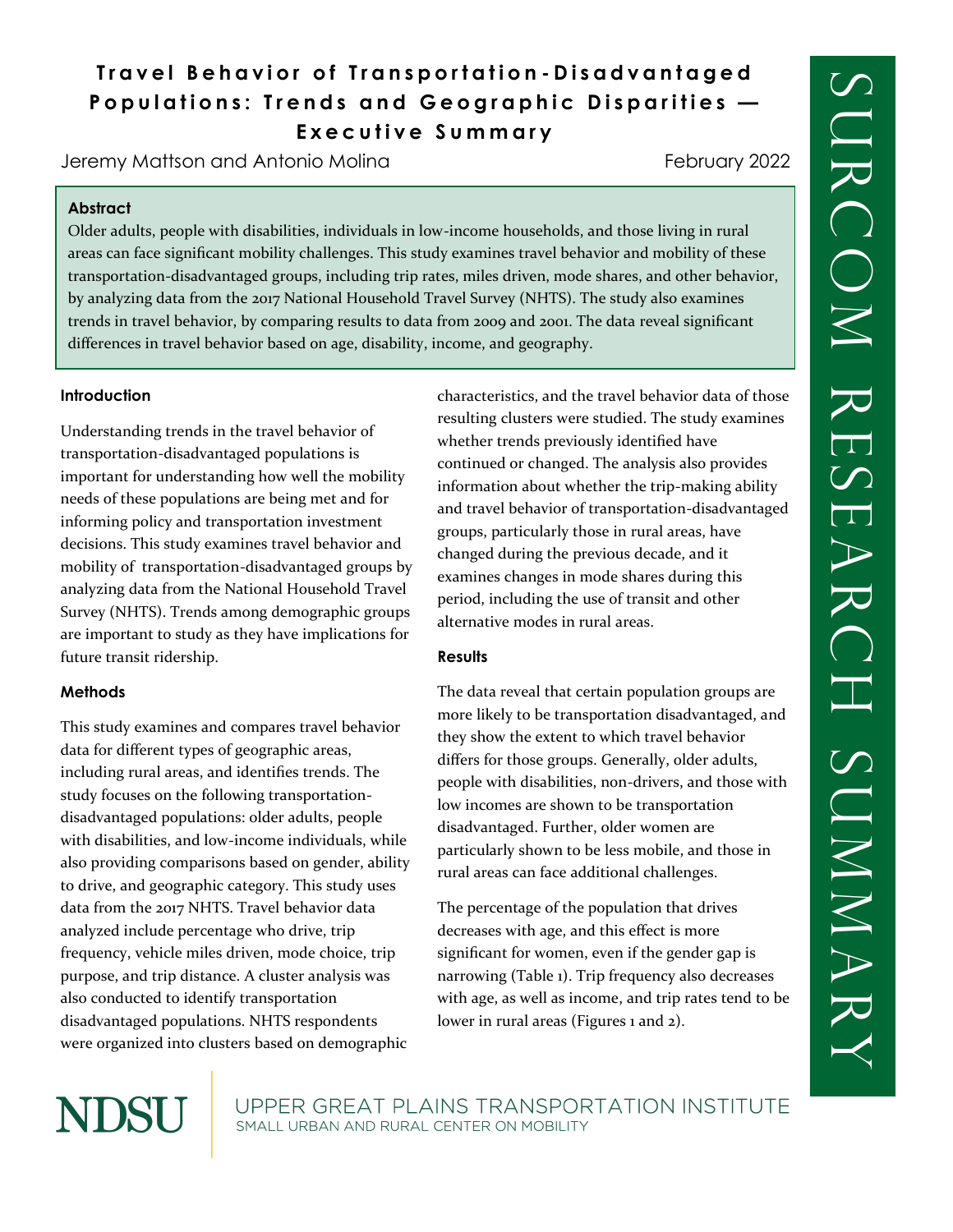# Travel Behavior of Transportation-Disadvantaged Populations: Trends and Geographic Disparities — Executive Summary

Jeremy Mattson and Antonio Molina

February 2022

**Abstract**

Older adults, people with disabilities, individuals in low-income households, and those living in rural areas can face significant mobility challenges. This study examines travel behavior and mobility of these transportation-disadvantaged groups, including trip rates, miles driven, mode shares, and other behavior, by analyzing data from the 2017 National Household Travel Survey (NHTS). The study also examines trends in travel behavior, by comparing results to data from 2009 and 2001. The data reveal significant differences in travel behavior based on age, disability, income, and geography.

## Introduction

Understanding trends in the travel behavior of transportation-disadvantaged populations is important for understanding how well the mobility needs of these populations are being met and for informing policy and transportation investment decisions. This study examines travel behavior and mobility of transportation-disadvantaged groups by analyzing data from the National Household Travel Survey (NHTS). Trends among demographic groups are important to study as they have implications for future transit ridership.

## Methods

This study examines and compares travel behavior data for different types of geographic areas, including rural areas, and identifies trends. The study focuses on the following transportation-disadvantaged populations: older adults, people with disabilities, and low-income individuals, while also providing comparisons based on gender, ability to drive, and geographic category. This study uses data from the 2017 NHTS. Travel behavior data analyzed include percentage who drive, trip frequency, vehicle miles driven, mode choice, trip purpose, and trip distance. A cluster analysis was also conducted to identify transportation disadvantaged populations. NHTS respondents were organized into clusters based on demographic characteristics, and the travel behavior data of those resulting clusters were studied. The study examines whether trends previously identified have continued or changed. The analysis also provides information about whether the trip-making ability and travel behavior of transportation-disadvantaged groups, particularly those in rural areas, have changed during the previous decade, and it examines changes in mode shares during this period, including the use of transit and other alternative modes in rural areas.

## Results

The data reveal that certain population groups are more likely to be transportation disadvantaged, and they show the extent to which travel behavior differs for those groups. Generally, older adults, people with disabilities, non-drivers, and those with low incomes are shown to be transportation disadvantaged. Further, older women are particularly shown to be less mobile, and those in rural areas can face additional challenges.

The percentage of the population that drives decreases with age, and this effect is more significant for women, even if the gender gap is narrowing (Table 1). Trip frequency also decreases with age, as well as income, and trip rates tend to be lower in rural areas (Figures 1 and 2).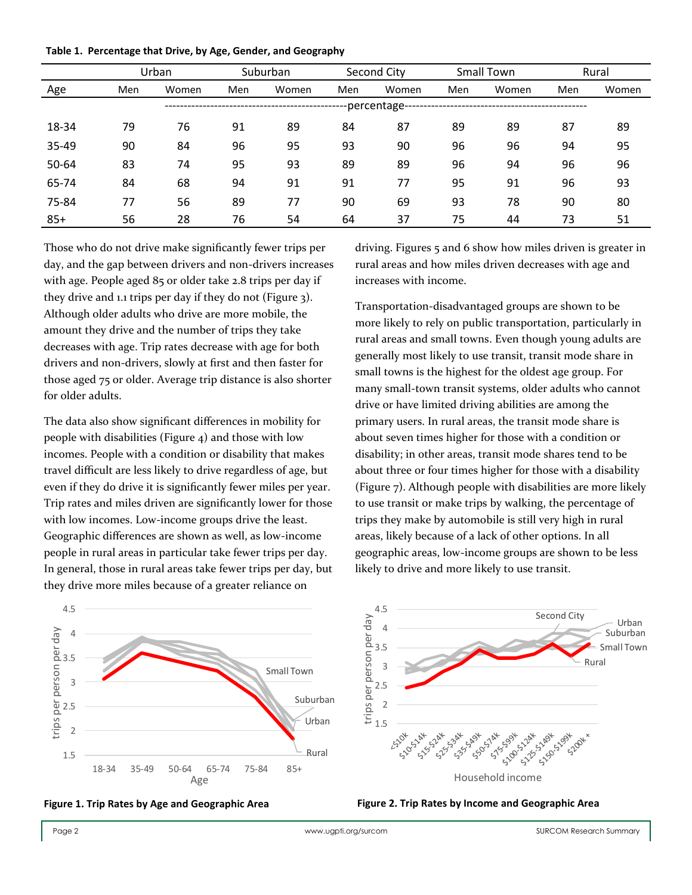**Table 1. Percentage that Drive, by Age, Gender, and Geography**

| | Urban | | Suburban | | Second City | | Small Town | | Rural | |
|---|---|---|---|---|---|---|---|---|---|---|
| Age | Men | Women | Men | Women | Men | Women | Men | Women | Men | Women |
| | percentage | | | | | | | | | |
| 18-34 | 79 | 76 | 91 | 89 | 84 | 87 | 89 | 89 | 87 | 89 |
| 35-49 | 90 | 84 | 96 | 95 | 93 | 90 | 96 | 96 | 94 | 95 |
| 50-64 | 83 | 74 | 95 | 93 | 89 | 89 | 96 | 94 | 96 | 96 |
| 65-74 | 84 | 68 | 94 | 91 | 91 | 77 | 95 | 91 | 96 | 93 |
| 75-84 | 77 | 56 | 89 | 77 | 90 | 69 | 93 | 78 | 90 | 80 |
| 85+ | 56 | 28 | 76 | 54 | 64 | 37 | 75 | 44 | 73 | 51 |

Those who do not drive make significantly fewer trips per day, and the gap between drivers and non-drivers increases with age. People aged 85 or older take 2.8 trips per day if they drive and 1.1 trips per day if they do not (Figure 3). Although older adults who drive are more mobile, the amount they drive and the number of trips they take decreases with age. Trip rates decrease with age for both drivers and non-drivers, slowly at first and then faster for those aged 75 or older. Average trip distance is also shorter for older adults.

The data also show significant differences in mobility for people with disabilities (Figure 4) and those with low incomes. People with a condition or disability that makes travel difficult are less likely to drive regardless of age, but even if they do drive it is significantly fewer miles per year. Trip rates and miles driven are significantly lower for those with low incomes. Low-income groups drive the least. Geographic differences are shown as well, as low-income people in rural areas in particular take fewer trips per day. In general, those in rural areas take fewer trips per day, but they drive more miles because of a greater reliance on driving. Figures 5 and 6 show how miles driven is greater in rural areas and how miles driven decreases with age and increases with income.

Transportation-disadvantaged groups are shown to be more likely to rely on public transportation, particularly in rural areas and small towns. Even though young adults are generally most likely to use transit, transit mode share in small towns is the highest for the oldest age group. For many small-town transit systems, older adults who cannot drive or have limited driving abilities are among the primary users. In rural areas, the transit mode share is about seven times higher for those with a condition or disability; in other areas, transit mode shares tend to be about three or four times higher for those with a disability (Figure 7). Although people with disabilities are more likely to use transit or make trips by walking, the percentage of trips they make by automobile is still very high in rural areas, likely because of a lack of other options. In all geographic areas, low-income groups are shown to be less likely to drive and more likely to use transit.

**Figure 1. Trip Rates by Age and Geographic Area**

**Figure 2. Trip Rates by Income and Geographic Area**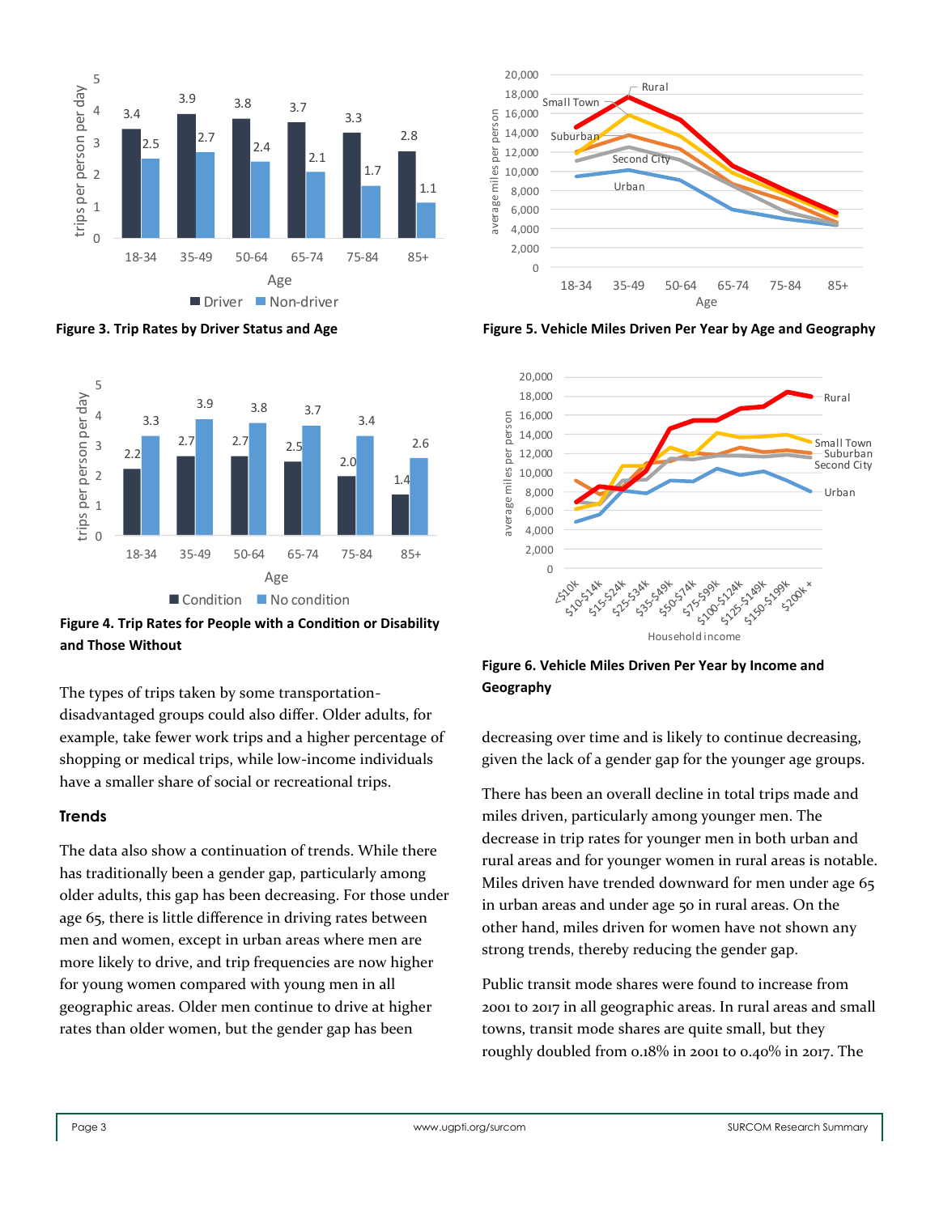Figure 3. Trip Rates by Driver Status and Age

Figure 5. Vehicle Miles Driven Per Year by Age and Geography

Figure 4. Trip Rates for People with a Condition or Disability and Those Without

Figure 6. Vehicle Miles Driven Per Year by Income and Geography

The types of trips taken by some transportation-disadvantaged groups could also differ. Older adults, for example, take fewer work trips and a higher percentage of shopping or medical trips, while low-income individuals have a smaller share of social or recreational trips.

## Trends

The data also show a continuation of trends. While there has traditionally been a gender gap, particularly among older adults, this gap has been decreasing. For those under age 65, there is little difference in driving rates between men and women, except in urban areas where men are more likely to drive, and trip frequencies are now higher for young women compared with young men in all geographic areas. Older men continue to drive at higher rates than older women, but the gender gap has been decreasing over time and is likely to continue decreasing, given the lack of a gender gap for the younger age groups.

There has been an overall decline in total trips made and miles driven, particularly among younger men. The decrease in trip rates for younger men in both urban and rural areas and for younger women in rural areas is notable. Miles driven have trended downward for men under age 65 in urban areas and under age 50 in rural areas. On the other hand, miles driven for women have not shown any strong trends, thereby reducing the gender gap.

Public transit mode shares were found to increase from 2001 to 2017 in all geographic areas. In rural areas and small towns, transit mode shares are quite small, but they roughly doubled from 0.18% in 2001 to 0.40% in 2017. The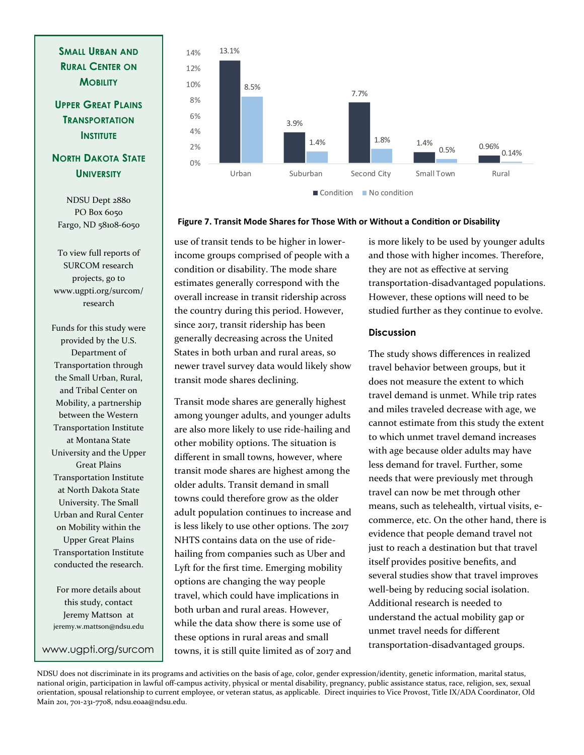14%
12%
10%
8%
6%
4%
2%
0%

13.1%
8.5%
3.9%
1.4%
7.7%
1.8%
1.4%
0.5%
0.96%
0.14%

Urban
Suburban
Second City
Small Town
Rural

Condition
No condition

**Figure 7. Transit Mode Shares for Those With or Without a Condition or Disability**

use of transit tends to be higher in lower-income groups comprised of people with a condition or disability. The mode share estimates generally correspond with the overall increase in transit ridership across the country during this period. However, since 2017, transit ridership has been generally decreasing across the United States in both urban and rural areas, so newer travel survey data would likely show transit mode shares declining.

Transit mode shares are generally highest among younger adults, and younger adults are also more likely to use ride-hailing and other mobility options. The situation is different in small towns, however, where transit mode shares are highest among the older adults. Transit demand in small towns could therefore grow as the older adult population continues to increase and is less likely to use other options. The 2017 NHTS contains data on the use of ride-hailing from companies such as Uber and Lyft for the first time. Emerging mobility options are changing the way people travel, which could have implications in both urban and rural areas. However, while the data show there is some use of these options in rural areas and small towns, it is still quite limited as of 2017 and is more likely to be used by younger adults and those with higher incomes. Therefore, they are not as effective at serving transportation-disadvantaged populations. However, these options will need to be studied further as they continue to evolve.

### Discussion

The study shows differences in realized travel behavior between groups, but it does not measure the extent to which travel demand is unmet. While trip rates and miles traveled decrease with age, we cannot estimate from this study the extent to which unmet travel demand increases with age because older adults may have less demand for travel. Further, some needs that were previously met through travel can now be met through other means, such as telehealth, virtual visits, e-commerce, etc. On the other hand, there is evidence that people demand travel not just to reach a destination but that travel itself provides positive benefits, and several studies show that travel improves well-being by reducing social isolation. Additional research is needed to understand the actual mobility gap or unmet travel needs for different transportation-disadvantaged groups.

---

**Small Urban and Rural Center on Mobility**

**Upper Great Plains Transportation Institute**

**North Dakota State University**

NDSU Dept 2880
PO Box 6050
Fargo, ND 58108-6050

To view full reports of SURCOM research projects, go to www.ugpti.org/surcom/research

Funds for this study were provided by the U.S. Department of Transportation through the Small Urban, Rural, and Tribal Center on Mobility, a partnership between the Western Transportation Institute at Montana State University and the Upper Great Plains Transportation Institute at North Dakota State University. The Small Urban and Rural Center on Mobility within the Upper Great Plains Transportation Institute conducted the research.

For more details about this study, contact Jeremy Mattson at jeremy.w.mattson@ndsu.edu

www.ugpti.org/surcom

NDSU does not discriminate in its programs and activities on the basis of age, color, gender expression/identity, genetic information, marital status, national origin, participation in lawful off-campus activity, physical or mental disability, pregnancy, public assistance status, race, religion, sex, sexual orientation, spousal relationship to current employee, or veteran status, as applicable. Direct inquiries to Vice Provost, Title IX/ADA Coordinator, Old Main 201, 701-231-7708, ndsu.eoaa@ndsu.edu.